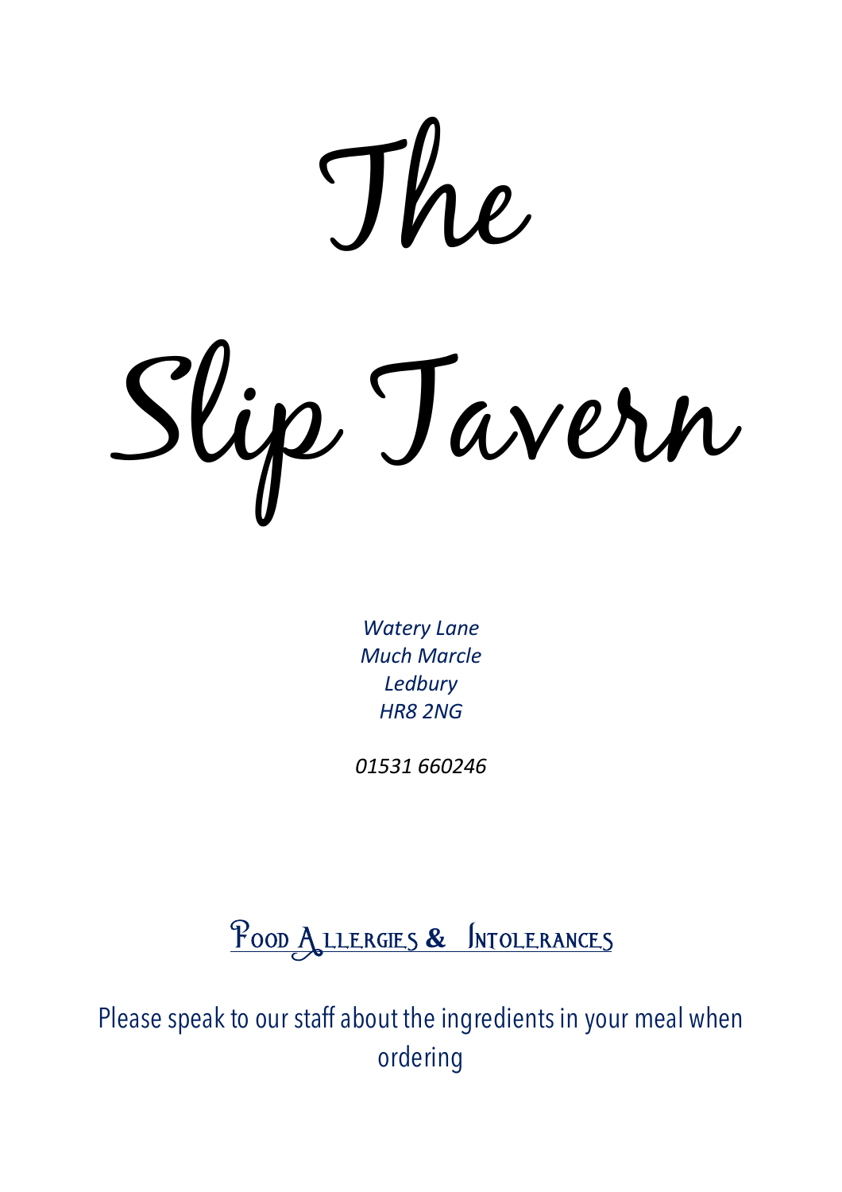# The Slip Tavern

*Watery Lane*
*Much Marcle*
*Ledbury*
*HR8 2NG*

*01531 660246*

## Food Allergies & Intolerances

Please speak to our staff about the ingredients in your meal when ordering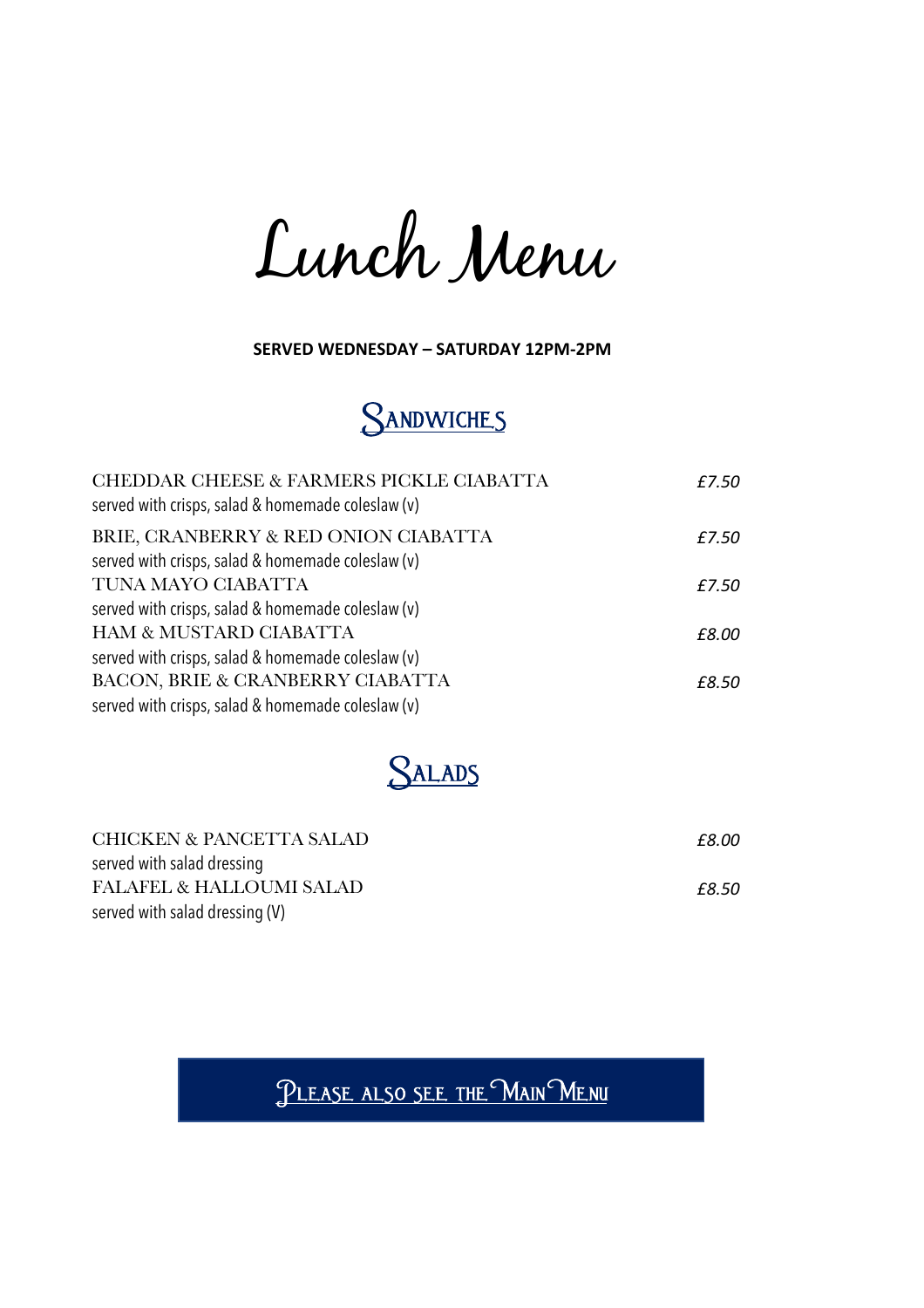# Lunch Menu

**SERVED WEDNESDAY – SATURDAY 12PM-2PM**

## Sandwiches

CHEDDAR CHEESE & FARMERS PICKLE CIABATTA *£7.50*
served with crisps, salad & homemade coleslaw (v)

BRIE, CRANBERRY & RED ONION CIABATTA *£7.50*
served with crisps, salad & homemade coleslaw (v)

TUNA MAYO CIABATTA *£7.50*
served with crisps, salad & homemade coleslaw (v)

HAM & MUSTARD CIABATTA *£8.00*
served with crisps, salad & homemade coleslaw (v)

BACON, BRIE & CRANBERRY CIABATTA *£8.50*
served with crisps, salad & homemade coleslaw (v)

## Salads

CHICKEN & PANCETTA SALAD *£8.00*
served with salad dressing

FALAFEL & HALLOUMI SALAD *£8.50*
served with salad dressing (V)

**Please also see the Main Menu**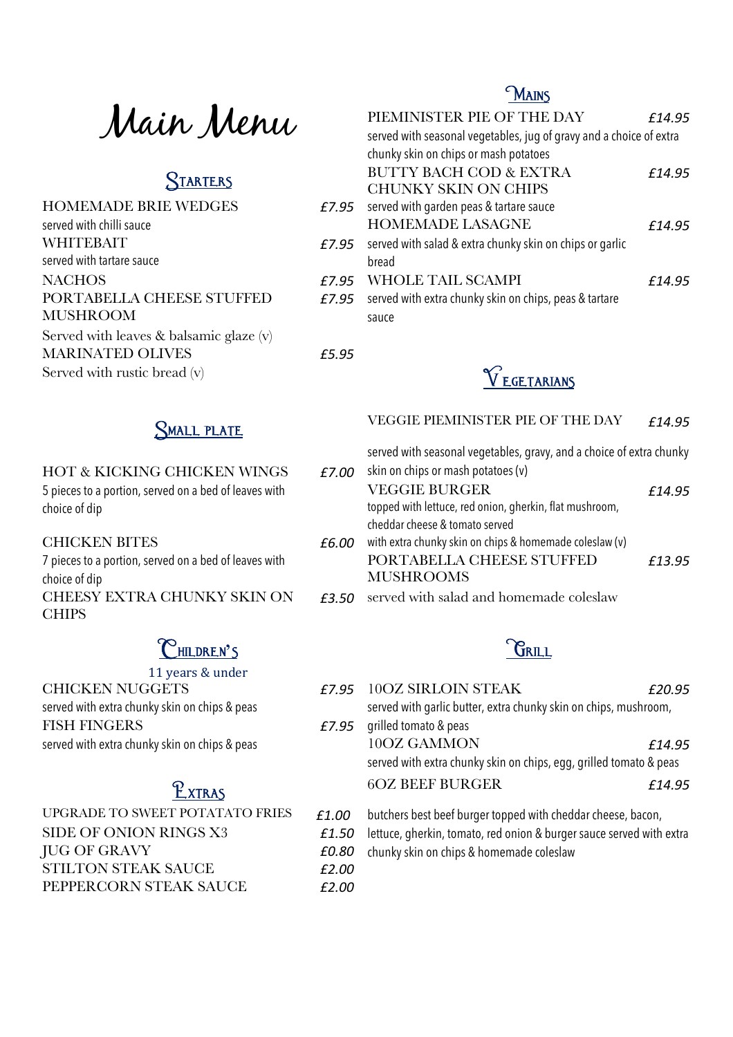# Main Menu

## Starters

**HOMEMADE BRIE WEDGES** — *£7.95*
served with chilli sauce

**WHITEBAIT** — *£7.95*
served with tartare sauce

**NACHOS** — *£7.95*

**PORTABELLA CHEESE STUFFED MUSHROOM** — *£7.95*
Served with leaves & balsamic glaze (v)

**MARINATED OLIVES** — *£5.95*
Served with rustic bread (v)

## Small Plate

**HOT & KICKING CHICKEN WINGS** — *£7.00*
5 pieces to a portion, served on a bed of leaves with choice of dip

**CHICKEN BITES** — *£6.00*
7 pieces to a portion, served on a bed of leaves with choice of dip

**CHEESY EXTRA CHUNKY SKIN ON CHIPS** — *£3.50*

## Children's

11 years & under

**CHICKEN NUGGETS** — *£7.95*
served with extra chunky skin on chips & peas

**FISH FINGERS** — *£7.95*
served with extra chunky skin on chips & peas

## Extras

| Item | Price |
| --- | --- |
| UPGRADE TO SWEET POTATATO FRIES | £1.00 |
| SIDE OF ONION RINGS X3 | £1.50 |
| JUG OF GRAVY | £0.80 |
| STILTON STEAK SAUCE | £2.00 |
| PEPPERCORN STEAK SAUCE | £2.00 |

## Mains

**PIEMINISTER PIE OF THE DAY** — *£14.95*
served with seasonal vegetables, jug of gravy and a choice of extra chunky skin on chips or mash potatoes

**BUTTY BACH COD & EXTRA CHUNKY SKIN ON CHIPS** — *£14.95*
served with garden peas & tartare sauce

**HOMEMADE LASAGNE** — *£14.95*
served with salad & extra chunky skin on chips or garlic bread

**WHOLE TAIL SCAMPI** — *£14.95*
served with extra chunky skin on chips, peas & tartare sauce

## Vegetarians

**VEGGIE PIEMINISTER PIE OF THE DAY** — *£14.95*
served with seasonal vegetables, gravy, and a choice of extra chunky skin on chips or mash potatoes (v)

**VEGGIE BURGER** — *£14.95*
topped with lettuce, red onion, gherkin, flat mushroom, cheddar cheese & tomato served with extra chunky skin on chips & homemade coleslaw (v)

**PORTABELLA CHEESE STUFFED MUSHROOMS** — *£13.95*
served with salad and homemade coleslaw

## Grill

**10OZ SIRLOIN STEAK** — *£20.95*
served with garlic butter, extra chunky skin on chips, mushroom, grilled tomato & peas

**10OZ GAMMON** — *£14.95*
served with extra chunky skin on chips, egg, grilled tomato & peas

**6OZ BEEF BURGER** — *£14.95*
butchers best beef burger topped with cheddar cheese, bacon, lettuce, gherkin, tomato, red onion & burger sauce served with extra chunky skin on chips & homemade coleslaw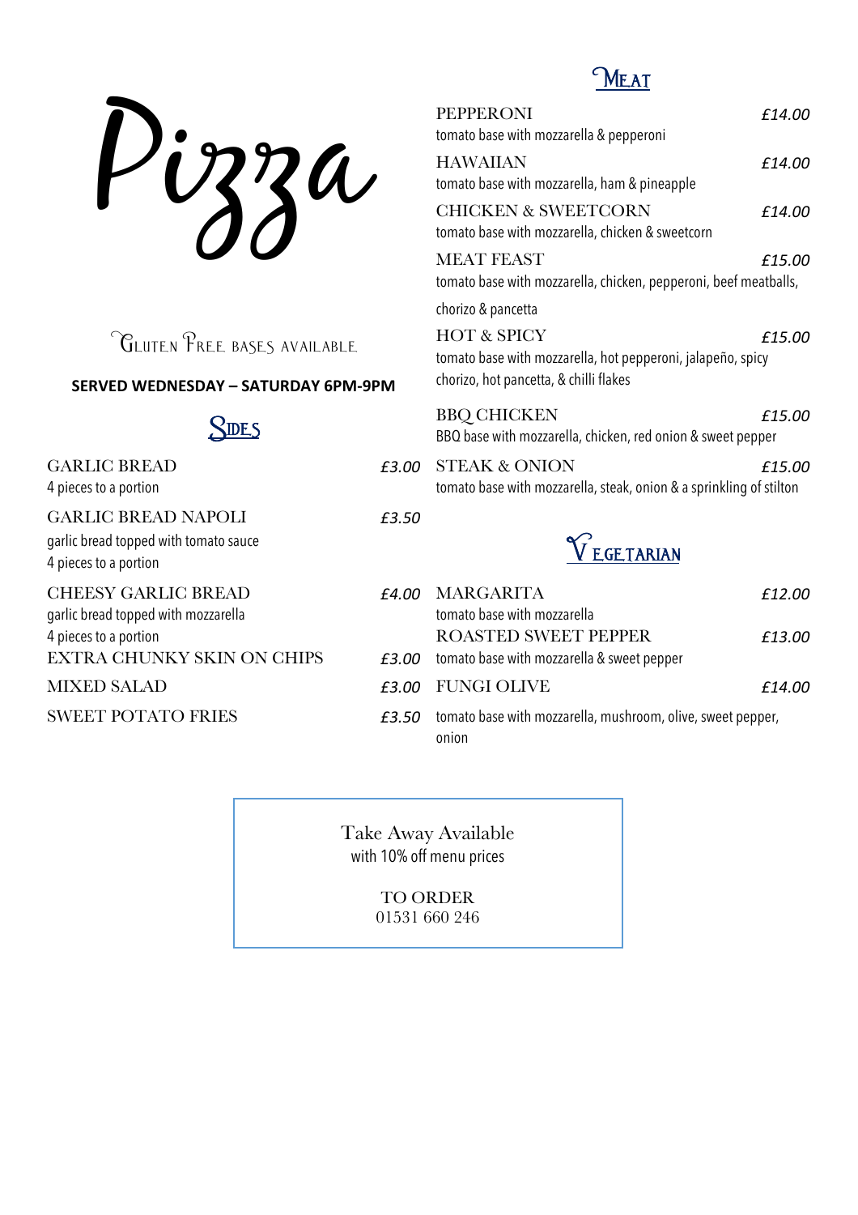# Pizza

Gluten Free bases available

**SERVED WEDNESDAY – SATURDAY 6PM-9PM**

## Sides

GARLIC BREAD *£3.00*
4 pieces to a portion

GARLIC BREAD NAPOLI *£3.50*
garlic bread topped with tomato sauce
4 pieces to a portion

CHEESY GARLIC BREAD *£4.00*
garlic bread topped with mozzarella
4 pieces to a portion

EXTRA CHUNKY SKIN ON CHIPS *£3.00*

MIXED SALAD *£3.00*

SWEET POTATO FRIES *£3.50*

## Meat

PEPPERONI *£14.00*
tomato base with mozzarella & pepperoni

HAWAIIAN *£14.00*
tomato base with mozzarella, ham & pineapple

CHICKEN & SWEETCORN *£14.00*
tomato base with mozzarella, chicken & sweetcorn

MEAT FEAST *£15.00*
tomato base with mozzarella, chicken, pepperoni, beef meatballs, chorizo & pancetta

HOT & SPICY *£15.00*
tomato base with mozzarella, hot pepperoni, jalapeño, spicy chorizo, hot pancetta, & chilli flakes

BBQ CHICKEN *£15.00*
BBQ base with mozzarella, chicken, red onion & sweet pepper

STEAK & ONION *£15.00*
tomato base with mozzarella, steak, onion & a sprinkling of stilton

## Vegetarian

MARGARITA *£12.00*
tomato base with mozzarella

ROASTED SWEET PEPPER *£13.00*
tomato base with mozzarella & sweet pepper

FUNGI OLIVE *£14.00*
tomato base with mozzarella, mushroom, olive, sweet pepper, onion

---

Take Away Available
with 10% off menu prices

TO ORDER
01531 660 246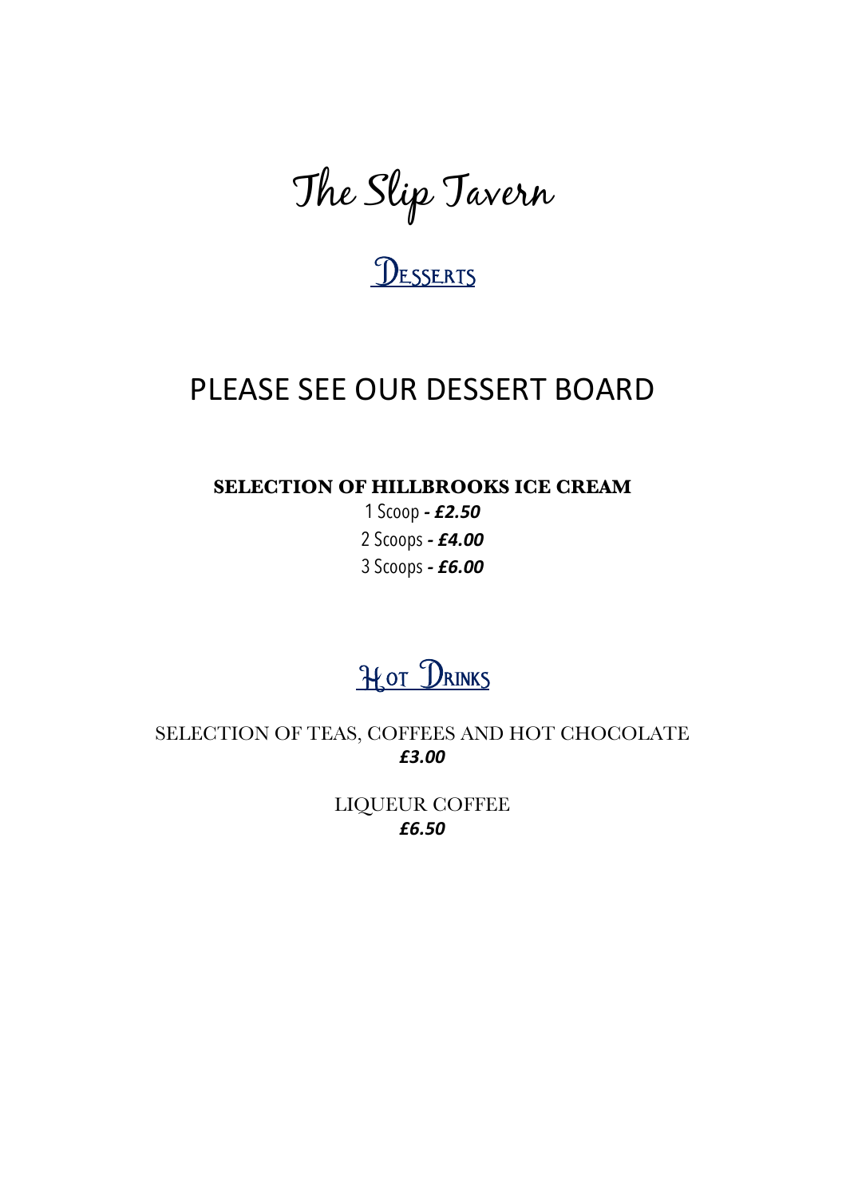# The Slip Tavern

## Desserts

## PLEASE SEE OUR DESSERT BOARD

**SELECTION OF HILLBROOKS ICE CREAM**

1 Scoop ***- £2.50***

2 Scoops ***- £4.00***

3 Scoops ***- £6.00***

## Hot Drinks

SELECTION OF TEAS, COFFEES AND HOT CHOCOLATE
***£3.00***

LIQUEUR COFFEE
***£6.50***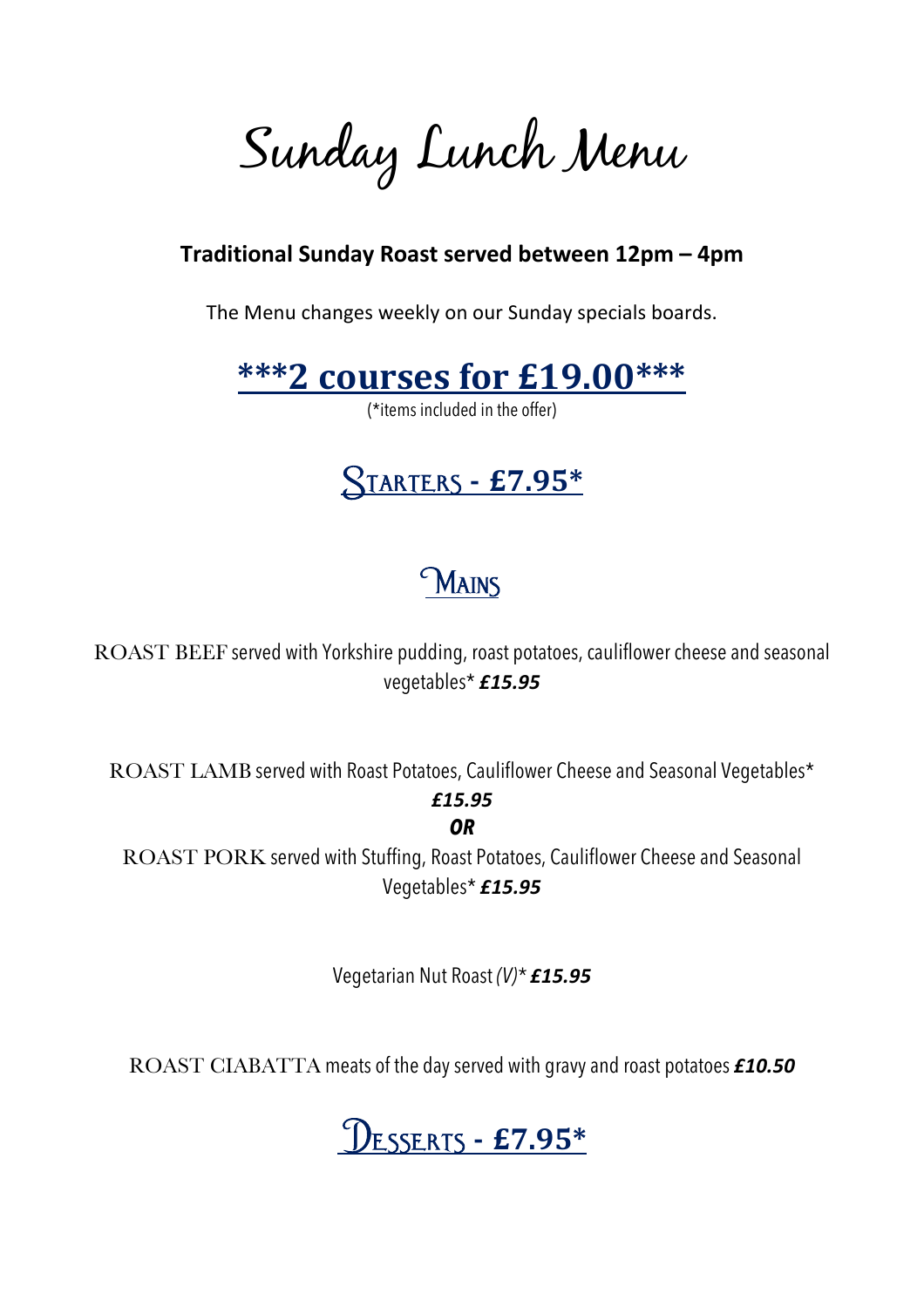# Sunday Lunch Menu

**Traditional Sunday Roast served between 12pm – 4pm**

The Menu changes weekly on our Sunday specials boards.

## ***2 courses for £19.00***

(*items included in the offer)

## Starters - £7.95*

## Mains

ROAST BEEF served with Yorkshire pudding, roast potatoes, cauliflower cheese and seasonal vegetables* ***£15.95***

ROAST LAMB served with Roast Potatoes, Cauliflower Cheese and Seasonal Vegetables*
***£15.95***
***OR***
ROAST PORK served with Stuffing, Roast Potatoes, Cauliflower Cheese and Seasonal Vegetables* ***£15.95***

Vegetarian Nut Roast *(V)** ***£15.95***

ROAST CIABATTA meats of the day served with gravy and roast potatoes ***£10.50***

## Desserts - £7.95*